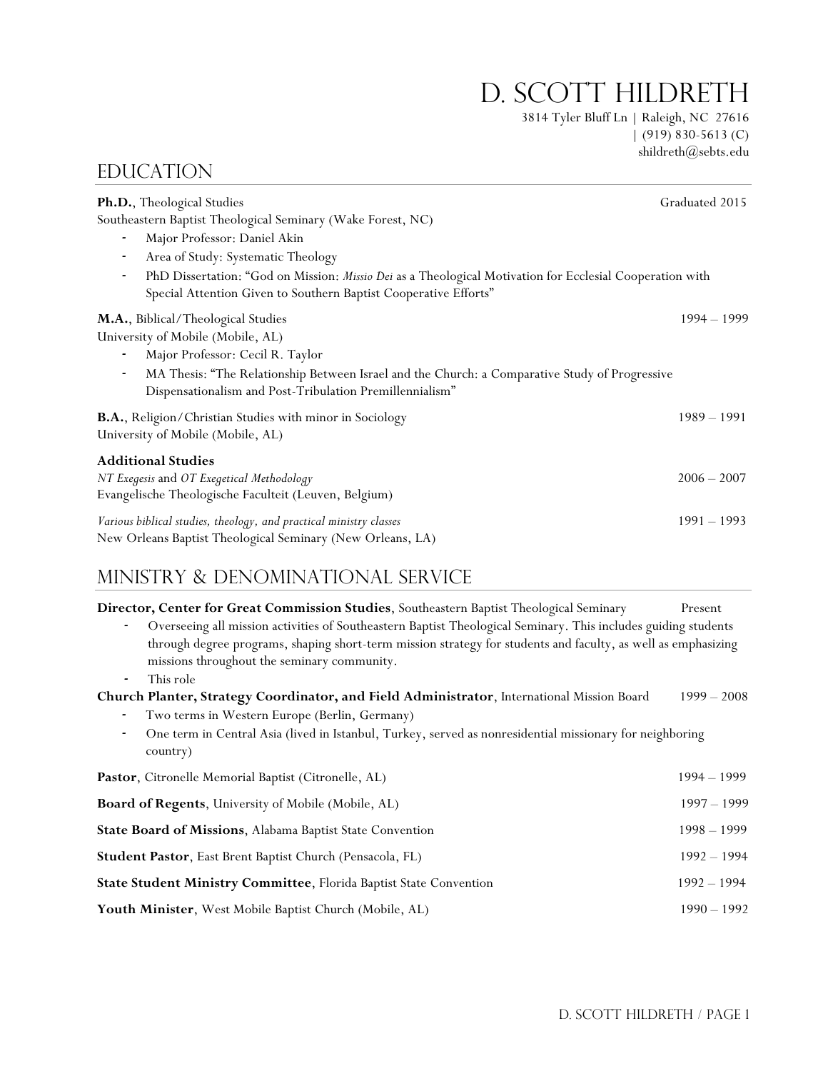# D. Scott Hildreth

3814 Tyler Bluff Ln | Raleigh, NC 27616
| (919) 830-5613 (C)
shildreth@sebts.edu

## Education

**Ph.D.**, Theological Studies — Graduated 2015
Southeastern Baptist Theological Seminary (Wake Forest, NC)

- Major Professor: Daniel Akin
- Area of Study: Systematic Theology
- PhD Dissertation: "God on Mission: *Missio Dei* as a Theological Motivation for Ecclesial Cooperation with Special Attention Given to Southern Baptist Cooperative Efforts"

**M.A.**, Biblical/Theological Studies — 1994 – 1999
University of Mobile (Mobile, AL)

- Major Professor: Cecil R. Taylor
- MA Thesis: "The Relationship Between Israel and the Church: a Comparative Study of Progressive Dispensationalism and Post-Tribulation Premillennialism"

**B.A.**, Religion/Christian Studies with minor in Sociology — 1989 – 1991
University of Mobile (Mobile, AL)

**Additional Studies**

*NT Exegesis* and *OT Exegetical Methodology* — 2006 – 2007
Evangelische Theologische Faculteit (Leuven, Belgium)

*Various biblical studies, theology, and practical ministry classes* — 1991 – 1993
New Orleans Baptist Theological Seminary (New Orleans, LA)

## Ministry & Denominational Service

**Director, Center for Great Commission Studies**, Southeastern Baptist Theological Seminary — Present

- Overseeing all mission activities of Southeastern Baptist Theological Seminary. This includes guiding students through degree programs, shaping short-term mission strategy for students and faculty, as well as emphasizing missions throughout the seminary community.
- This role

**Church Planter, Strategy Coordinator, and Field Administrator**, International Mission Board — 1999 – 2008

- Two terms in Western Europe (Berlin, Germany)
- One term in Central Asia (lived in Istanbul, Turkey, served as nonresidential missionary for neighboring country)

**Pastor**, Citronelle Memorial Baptist (Citronelle, AL) — 1994 – 1999

**Board of Regents**, University of Mobile (Mobile, AL) — 1997 – 1999

**State Board of Missions**, Alabama Baptist State Convention — 1998 – 1999

**Student Pastor**, East Brent Baptist Church (Pensacola, FL) — 1992 – 1994

**State Student Ministry Committee**, Florida Baptist State Convention — 1992 – 1994

**Youth Minister**, West Mobile Baptist Church (Mobile, AL) — 1990 – 1992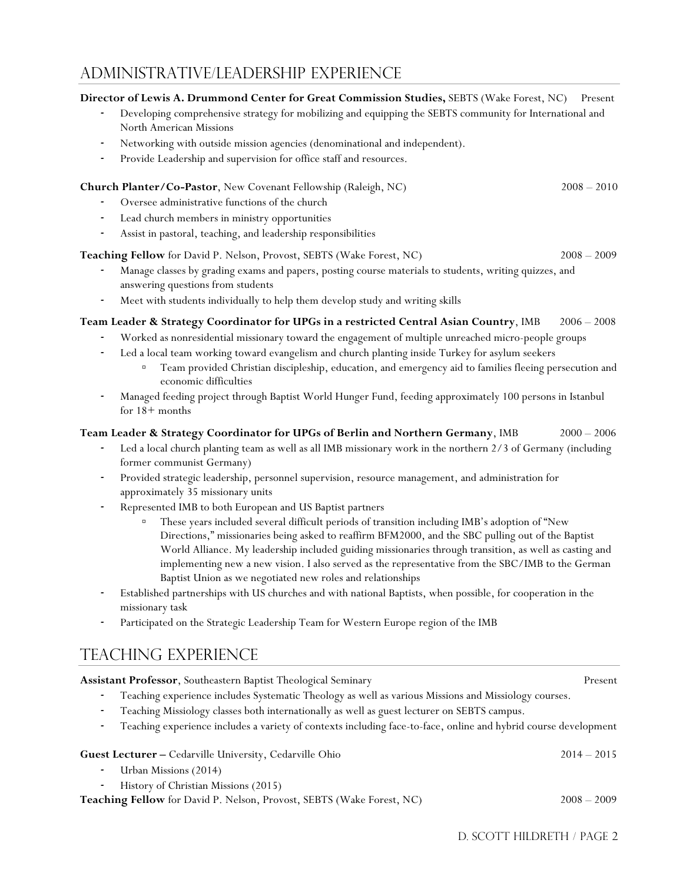## ADMINISTRATIVE/LEADERSHIP EXPERIENCE

**Director of Lewis A. Drummond Center for Great Commission Studies,** SEBTS (Wake Forest, NC) Present

- Developing comprehensive strategy for mobilizing and equipping the SEBTS community for International and North American Missions
- Networking with outside mission agencies (denominational and independent).
- Provide Leadership and supervision for office staff and resources.

**Church Planter/Co-Pastor**, New Covenant Fellowship (Raleigh, NC) 2008 – 2010

- Oversee administrative functions of the church
- Lead church members in ministry opportunities
- Assist in pastoral, teaching, and leadership responsibilities

**Teaching Fellow** for David P. Nelson, Provost, SEBTS (Wake Forest, NC) 2008 – 2009

- Manage classes by grading exams and papers, posting course materials to students, writing quizzes, and answering questions from students
- Meet with students individually to help them develop study and writing skills

**Team Leader & Strategy Coordinator for UPGs in a restricted Central Asian Country**, IMB 2006 – 2008

- Worked as nonresidential missionary toward the engagement of multiple unreached micro-people groups
- Led a local team working toward evangelism and church planting inside Turkey for asylum seekers
    - Team provided Christian discipleship, education, and emergency aid to families fleeing persecution and economic difficulties
- Managed feeding project through Baptist World Hunger Fund, feeding approximately 100 persons in Istanbul for 18+ months

**Team Leader & Strategy Coordinator for UPGs of Berlin and Northern Germany**, IMB 2000 – 2006

- Led a local church planting team as well as all IMB missionary work in the northern 2/3 of Germany (including former communist Germany)
- Provided strategic leadership, personnel supervision, resource management, and administration for approximately 35 missionary units
- Represented IMB to both European and US Baptist partners
    - These years included several difficult periods of transition including IMB's adoption of "New Directions," missionaries being asked to reaffirm BFM2000, and the SBC pulling out of the Baptist World Alliance. My leadership included guiding missionaries through transition, as well as casting and implementing new a new vision. I also served as the representative from the SBC/IMB to the German Baptist Union as we negotiated new roles and relationships
- Established partnerships with US churches and with national Baptists, when possible, for cooperation in the missionary task
- Participated on the Strategic Leadership Team for Western Europe region of the IMB

## TEACHING EXPERIENCE

**Assistant Professor**, Southeastern Baptist Theological Seminary Present

- Teaching experience includes Systematic Theology as well as various Missions and Missiology courses.
- Teaching Missiology classes both internationally as well as guest lecturer on SEBTS campus.
- Teaching experience includes a variety of contexts including face-to-face, online and hybrid course development

**Guest Lecturer –** Cedarville University, Cedarville Ohio 2014 – 2015

- Urban Missions (2014)
- History of Christian Missions (2015)

**Teaching Fellow** for David P. Nelson, Provost, SEBTS (Wake Forest, NC) 2008 – 2009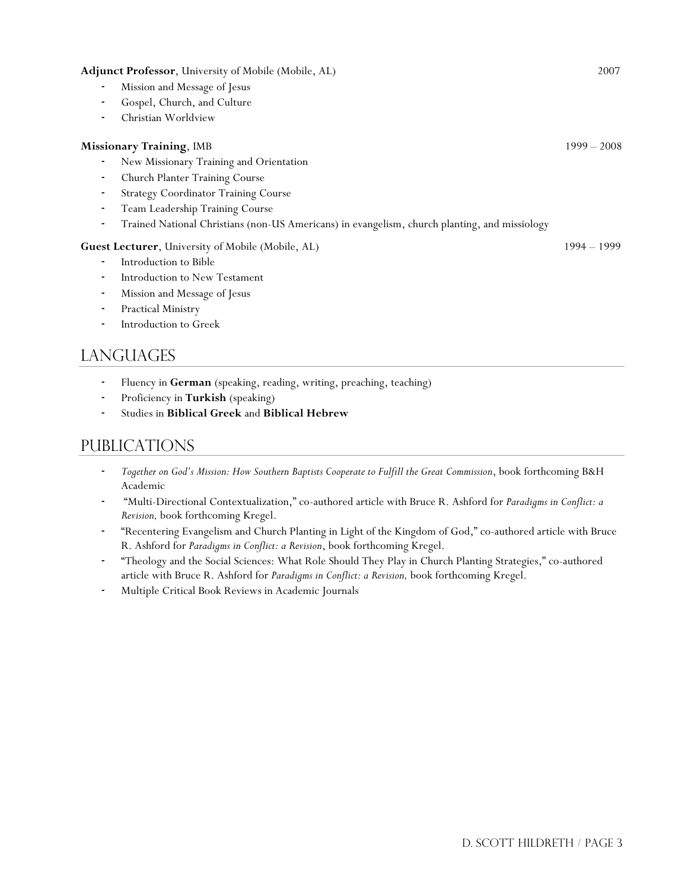**Adjunct Professor**, University of Mobile (Mobile, AL) 2007

- Mission and Message of Jesus
- Gospel, Church, and Culture
- Christian Worldview

**Missionary Training**, IMB 1999 – 2008

- New Missionary Training and Orientation
- Church Planter Training Course
- Strategy Coordinator Training Course
- Team Leadership Training Course
- Trained National Christians (non-US Americans) in evangelism, church planting, and missiology

**Guest Lecturer**, University of Mobile (Mobile, AL) 1994 – 1999

- Introduction to Bible
- Introduction to New Testament
- Mission and Message of Jesus
- Practical Ministry
- Introduction to Greek

## LANGUAGES

- Fluency in **German** (speaking, reading, writing, preaching, teaching)
- Proficiency in **Turkish** (speaking)
- Studies in **Biblical Greek** and **Biblical Hebrew**

## PUBLICATIONS

- *Together on God's Mission: How Southern Baptists Cooperate to Fulfill the Great Commission*, book forthcoming B&H Academic
- "Multi-Directional Contextualization," co-authored article with Bruce R. Ashford for *Paradigms in Conflict: a Revision,* book forthcoming Kregel.
- "Recentering Evangelism and Church Planting in Light of the Kingdom of God," co-authored article with Bruce R. Ashford for *Paradigms in Conflict: a Revision*, book forthcoming Kregel.
- "Theology and the Social Sciences: What Role Should They Play in Church Planting Strategies," co-authored article with Bruce R. Ashford for *Paradigms in Conflict: a Revision,* book forthcoming Kregel.
- Multiple Critical Book Reviews in Academic Journals